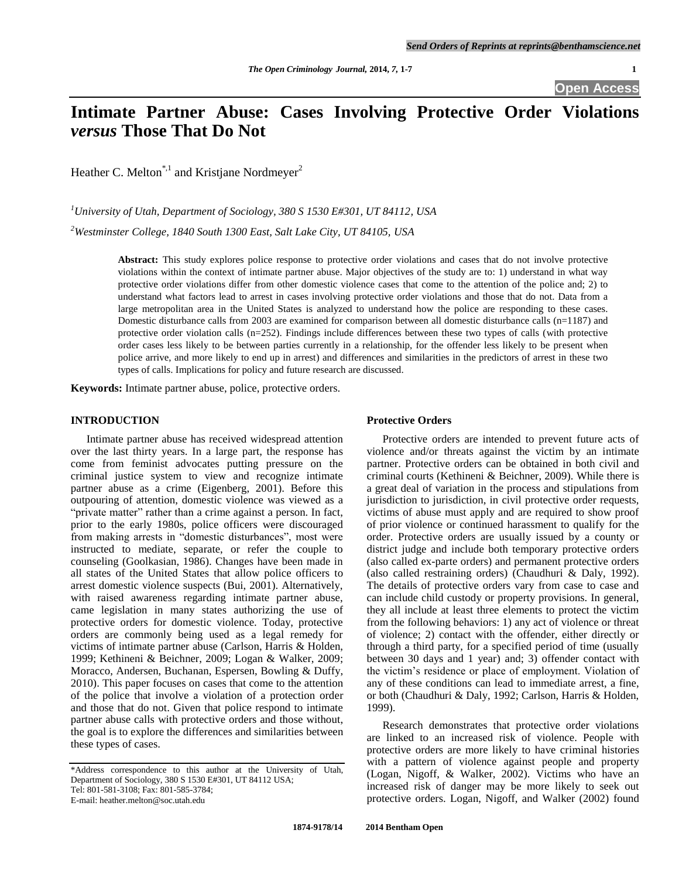# Intimate Partner Abuse: Cases Involving Protective Order Violations *versus* Those That Do Not

Heather C. Melton[*,1] and Kristjane Nordmeyer[2]

[1]*University of Utah, Department of Sociology, 380 S 1530 E#301, UT 84112, USA*

[2]*Westminster College, 1840 South 1300 East, Salt Lake City, UT 84105, USA*

**Abstract:** This study explores police response to protective order violations and cases that do not involve protective violations within the context of intimate partner abuse. Major objectives of the study are to: 1) understand in what way protective order violations differ from other domestic violence cases that come to the attention of the police and; 2) to understand what factors lead to arrest in cases involving protective order violations and those that do not. Data from a large metropolitan area in the United States is analyzed to understand how the police are responding to these cases. Domestic disturbance calls from 2003 are examined for comparison between all domestic disturbance calls (n=1187) and protective order violation calls (n=252). Findings include differences between these two types of calls (with protective order cases less likely to be between parties currently in a relationship, for the offender less likely to be present when police arrive, and more likely to end up in arrest) and differences and similarities in the predictors of arrest in these two types of calls. Implications for policy and future research are discussed.

**Keywords:** Intimate partner abuse, police, protective orders.

## INTRODUCTION

Intimate partner abuse has received widespread attention over the last thirty years. In a large part, the response has come from feminist advocates putting pressure on the criminal justice system to view and recognize intimate partner abuse as a crime (Eigenberg, 2001). Before this outpouring of attention, domestic violence was viewed as a "private matter" rather than a crime against a person. In fact, prior to the early 1980s, police officers were discouraged from making arrests in "domestic disturbances", most were instructed to mediate, separate, or refer the couple to counseling (Goolkasian, 1986). Changes have been made in all states of the United States that allow police officers to arrest domestic violence suspects (Bui, 2001). Alternatively, with raised awareness regarding intimate partner abuse, came legislation in many states authorizing the use of protective orders for domestic violence. Today, protective orders are commonly being used as a legal remedy for victims of intimate partner abuse (Carlson, Harris & Holden, 1999; Kethineni & Beichner, 2009; Logan & Walker, 2009; Moracco, Andersen, Buchanan, Espersen, Bowling & Duffy, 2010). This paper focuses on cases that come to the attention of the police that involve a violation of a protection order and those that do not. Given that police respond to intimate partner abuse calls with protective orders and those without, the goal is to explore the differences and similarities between these types of cases.

*Address correspondence to this author at the University of Utah, Department of Sociology, 380 S 1530 E#301, UT 84112 USA; Tel: 801-581-3108; Fax: 801-585-3784; E-mail: heather.melton@soc.utah.edu

### Protective Orders

Protective orders are intended to prevent future acts of violence and/or threats against the victim by an intimate partner. Protective orders can be obtained in both civil and criminal courts (Kethineni & Beichner, 2009). While there is a great deal of variation in the process and stipulations from jurisdiction to jurisdiction, in civil protective order requests, victims of abuse must apply and are required to show proof of prior violence or continued harassment to qualify for the order. Protective orders are usually issued by a county or district judge and include both temporary protective orders (also called ex-parte orders) and permanent protective orders (also called restraining orders) (Chaudhuri & Daly, 1992). The details of protective orders vary from case to case and can include child custody or property provisions. In general, they all include at least three elements to protect the victim from the following behaviors: 1) any act of violence or threat of violence; 2) contact with the offender, either directly or through a third party, for a specified period of time (usually between 30 days and 1 year) and; 3) offender contact with the victim's residence or place of employment. Violation of any of these conditions can lead to immediate arrest, a fine, or both (Chaudhuri & Daly, 1992; Carlson, Harris & Holden, 1999).

Research demonstrates that protective order violations are linked to an increased risk of violence. People with protective orders are more likely to have criminal histories with a pattern of violence against people and property (Logan, Nigoff, & Walker, 2002). Victims who have an increased risk of danger may be more likely to seek out protective orders. Logan, Nigoff, and Walker (2002) found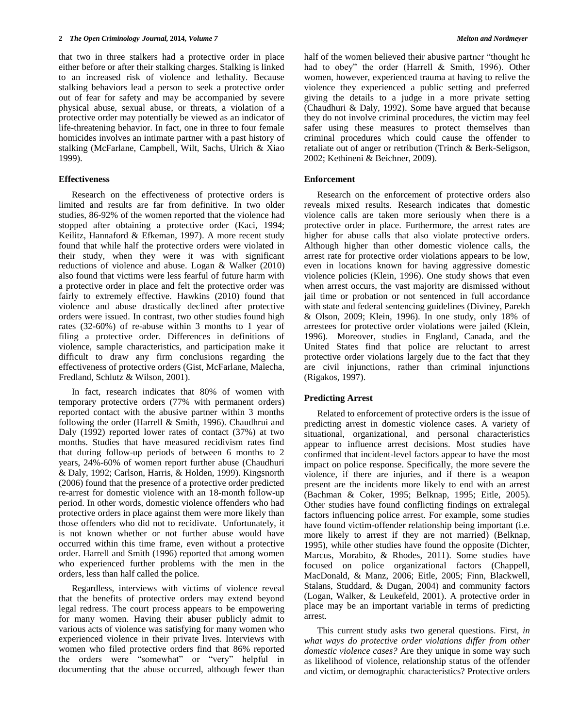that two in three stalkers had a protective order in place either before or after their stalking charges. Stalking is linked to an increased risk of violence and lethality. Because stalking behaviors lead a person to seek a protective order out of fear for safety and may be accompanied by severe physical abuse, sexual abuse, or threats, a violation of a protective order may potentially be viewed as an indicator of life-threatening behavior. In fact, one in three to four female homicides involves an intimate partner with a past history of stalking (McFarlane, Campbell, Wilt, Sachs, Ulrich & Xiao 1999).

### Effectiveness

Research on the effectiveness of protective orders is limited and results are far from definitive. In two older studies, 86-92% of the women reported that the violence had stopped after obtaining a protective order (Kaci, 1994; Keilitz, Hannaford & Efkeman, 1997). A more recent study found that while half the protective orders were violated in their study, when they were it was with significant reductions of violence and abuse. Logan & Walker (2010) also found that victims were less fearful of future harm with a protective order in place and felt the protective order was fairly to extremely effective. Hawkins (2010) found that violence and abuse drastically declined after protective orders were issued. In contrast, two other studies found high rates (32-60%) of re-abuse within 3 months to 1 year of filing a protective order. Differences in definitions of violence, sample characteristics, and participation make it difficult to draw any firm conclusions regarding the effectiveness of protective orders (Gist, McFarlane, Malecha, Fredland, Schlutz & Wilson, 2001).

In fact, research indicates that 80% of women with temporary protective orders (77% with permanent orders) reported contact with the abusive partner within 3 months following the order (Harrell & Smith, 1996). Chaudhrui and Daly (1992) reported lower rates of contact (37%) at two months. Studies that have measured recidivism rates find that during follow-up periods of between 6 months to 2 years, 24%-60% of women report further abuse (Chaudhuri & Daly, 1992; Carlson, Harris, & Holden, 1999). Kingsnorth (2006) found that the presence of a protective order predicted re-arrest for domestic violence with an 18-month follow-up period. In other words, domestic violence offenders who had protective orders in place against them were more likely than those offenders who did not to recidivate. Unfortunately, it is not known whether or not further abuse would have occurred within this time frame, even without a protective order. Harrell and Smith (1996) reported that among women who experienced further problems with the men in the orders, less than half called the police.

Regardless, interviews with victims of violence reveal that the benefits of protective orders may extend beyond legal redress. The court process appears to be empowering for many women. Having their abuser publicly admit to various acts of violence was satisfying for many women who experienced violence in their private lives. Interviews with women who filed protective orders find that 86% reported the orders were "somewhat" or "very" helpful in documenting that the abuse occurred, although fewer than half of the women believed their abusive partner "thought he had to obey" the order (Harrell & Smith, 1996). Other women, however, experienced trauma at having to relive the violence they experienced a public setting and preferred giving the details to a judge in a more private setting (Chaudhuri & Daly, 1992). Some have argued that because they do not involve criminal procedures, the victim may feel safer using these measures to protect themselves than criminal procedures which could cause the offender to retaliate out of anger or retribution (Trinch & Berk-Seligson, 2002; Kethineni & Beichner, 2009).

### Enforcement

Research on the enforcement of protective orders also reveals mixed results. Research indicates that domestic violence calls are taken more seriously when there is a protective order in place. Furthermore, the arrest rates are higher for abuse calls that also violate protective orders. Although higher than other domestic violence calls, the arrest rate for protective order violations appears to be low, even in locations known for having aggressive domestic violence policies (Klein, 1996). One study shows that even when arrest occurs, the vast majority are dismissed without jail time or probation or not sentenced in full accordance with state and federal sentencing guidelines (Diviney, Parekh & Olson, 2009; Klein, 1996). In one study, only 18% of arrestees for protective order violations were jailed (Klein, 1996). Moreover, studies in England, Canada, and the United States find that police are reluctant to arrest protective order violations largely due to the fact that they are civil injunctions, rather than criminal injunctions (Rigakos, 1997).

### Predicting Arrest

Related to enforcement of protective orders is the issue of predicting arrest in domestic violence cases. A variety of situational, organizational, and personal characteristics appear to influence arrest decisions. Most studies have confirmed that incident-level factors appear to have the most impact on police response. Specifically, the more severe the violence, if there are injuries, and if there is a weapon present are the incidents more likely to end with an arrest (Bachman & Coker, 1995; Belknap, 1995; Eitle, 2005). Other studies have found conflicting findings on extralegal factors influencing police arrest. For example, some studies have found victim-offender relationship being important (i.e. more likely to arrest if they are not married) (Belknap, 1995), while other studies have found the opposite (Dichter, Marcus, Morabito, & Rhodes, 2011). Some studies have focused on police organizational factors (Chappell, MacDonald, & Manz, 2006; Eitle, 2005; Finn, Blackwell, Stalans, Studdard, & Dugan, 2004) and community factors (Logan, Walker, & Leukefeld, 2001). A protective order in place may be an important variable in terms of predicting arrest.

This current study asks two general questions. First, *in what ways do protective order violations differ from other domestic violence cases?* Are they unique in some way such as likelihood of violence, relationship status of the offender and victim, or demographic characteristics? Protective orders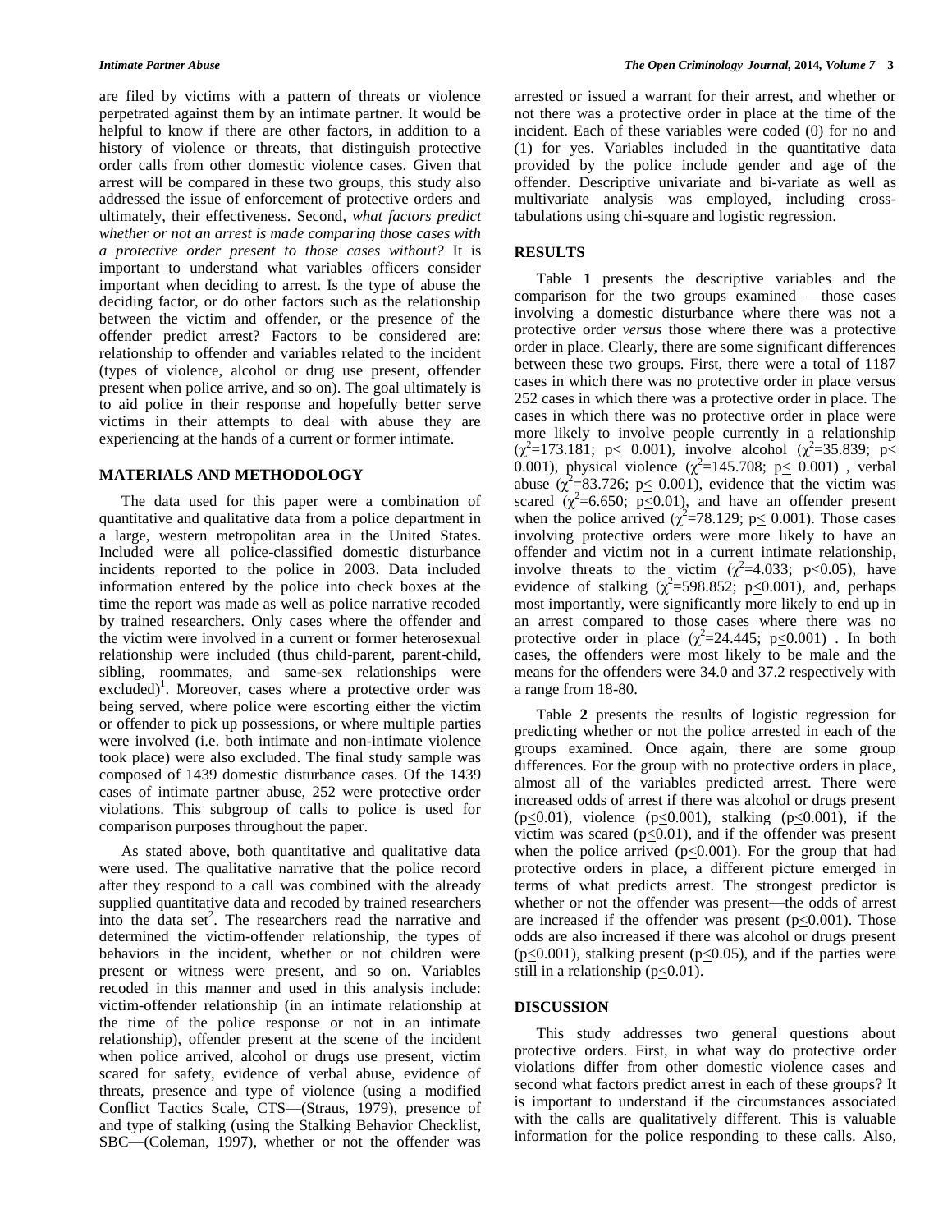are filed by victims with a pattern of threats or violence perpetrated against them by an intimate partner. It would be helpful to know if there are other factors, in addition to a history of violence or threats, that distinguish protective order calls from other domestic violence cases. Given that arrest will be compared in these two groups, this study also addressed the issue of enforcement of protective orders and ultimately, their effectiveness. Second, *what factors predict whether or not an arrest is made comparing those cases with a protective order present to those cases without?* It is important to understand what variables officers consider important when deciding to arrest. Is the type of abuse the deciding factor, or do other factors such as the relationship between the victim and offender, or the presence of the offender predict arrest? Factors to be considered are: relationship to offender and variables related to the incident (types of violence, alcohol or drug use present, offender present when police arrive, and so on). The goal ultimately is to aid police in their response and hopefully better serve victims in their attempts to deal with abuse they are experiencing at the hands of a current or former intimate.

## MATERIALS AND METHODOLOGY

The data used for this paper were a combination of quantitative and qualitative data from a police department in a large, western metropolitan area in the United States. Included were all police-classified domestic disturbance incidents reported to the police in 2003. Data included information entered by the police into check boxes at the time the report was made as well as police narrative recoded by trained researchers. Only cases where the offender and the victim were involved in a current or former heterosexual relationship were included (thus child-parent, parent-child, sibling, roommates, and same-sex relationships were excluded)[1]. Moreover, cases where a protective order was being served, where police were escorting either the victim or offender to pick up possessions, or where multiple parties were involved (i.e. both intimate and non-intimate violence took place) were also excluded. The final study sample was composed of 1439 domestic disturbance cases. Of the 1439 cases of intimate partner abuse, 252 were protective order violations. This subgroup of calls to police is used for comparison purposes throughout the paper.

As stated above, both quantitative and qualitative data were used. The qualitative narrative that the police record after they respond to a call was combined with the already supplied quantitative data and recoded by trained researchers into the data set[2]. The researchers read the narrative and determined the victim-offender relationship, the types of behaviors in the incident, whether or not children were present or witness were present, and so on. Variables recoded in this manner and used in this analysis include: victim-offender relationship (in an intimate relationship at the time of the police response or not in an intimate relationship), offender present at the scene of the incident when police arrived, alcohol or drugs use present, victim scared for safety, evidence of verbal abuse, evidence of threats, presence and type of violence (using a modified Conflict Tactics Scale, CTS—(Straus, 1979), presence of and type of stalking (using the Stalking Behavior Checklist, SBC—(Coleman, 1997), whether or not the offender was arrested or issued a warrant for their arrest, and whether or not there was a protective order in place at the time of the incident. Each of these variables were coded (0) for no and (1) for yes. Variables included in the quantitative data provided by the police include gender and age of the offender. Descriptive univariate and bi-variate as well as multivariate analysis was employed, including cross-tabulations using chi-square and logistic regression.

## RESULTS

Table **1** presents the descriptive variables and the comparison for the two groups examined —those cases involving a domestic disturbance where there was not a protective order *versus* those where there was a protective order in place. Clearly, there are some significant differences between these two groups. First, there were a total of 1187 cases in which there was no protective order in place versus 252 cases in which there was a protective order in place. The cases in which there was no protective order in place were more likely to involve people currently in a relationship ($\chi^2$=173.181; $p \leq$ 0.001), involve alcohol ($\chi^2$=35.839; $p \leq$ 0.001), physical violence ($\chi^2$=145.708; $p \leq$ 0.001) , verbal abuse ($\chi^2$=83.726; $p \leq$ 0.001), evidence that the victim was scared ($\chi^2$=6.650; $p \leq 0.01$), and have an offender present when the police arrived ($\chi^2$=78.129; $p \leq$ 0.001). Those cases involving protective orders were more likely to have an offender and victim not in a current intimate relationship, involve threats to the victim ($\chi^2$=4.033; $p \leq 0.05$), have evidence of stalking ($\chi^2$=598.852; $p \leq 0.001$), and, perhaps most importantly, were significantly more likely to end up in an arrest compared to those cases where there was no protective order in place ($\chi^2$=24.445; $p \leq 0.001$) . In both cases, the offenders were most likely to be male and the means for the offenders were 34.0 and 37.2 respectively with a range from 18-80.

Table **2** presents the results of logistic regression for predicting whether or not the police arrested in each of the groups examined. Once again, there are some group differences. For the group with no protective orders in place, almost all of the variables predicted arrest. There were increased odds of arrest if there was alcohol or drugs present ($p \leq 0.01$), violence ($p \leq 0.001$), stalking ($p \leq 0.001$), if the victim was scared ($p \leq 0.01$), and if the offender was present when the police arrived ($p \leq 0.001$). For the group that had protective orders in place, a different picture emerged in terms of what predicts arrest. The strongest predictor is whether or not the offender was present—the odds of arrest are increased if the offender was present ($p \leq 0.001$). Those odds are also increased if there was alcohol or drugs present ($p \leq 0.001$), stalking present ($p \leq 0.05$), and if the parties were still in a relationship ($p \leq 0.01$).

## DISCUSSION

This study addresses two general questions about protective orders. First, in what way do protective order violations differ from other domestic violence cases and second what factors predict arrest in each of these groups? It is important to understand if the circumstances associated with the calls are qualitatively different. This is valuable information for the police responding to these calls. Also,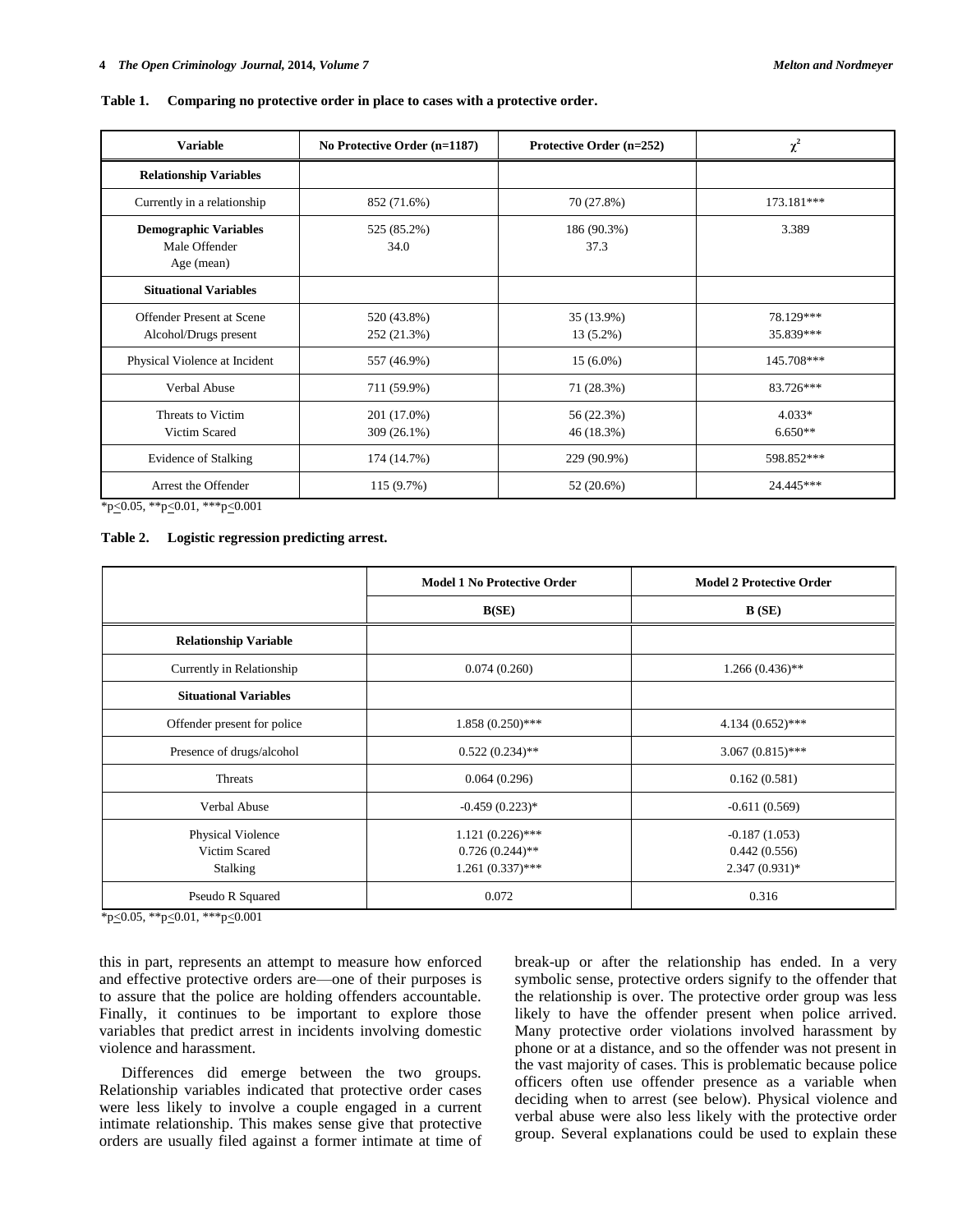**Table 1. Comparing no protective order in place to cases with a protective order.**

| Variable | No Protective Order (n=1187) | Protective Order (n=252) | $\chi^2$ |
|---|---|---|---|
| **Relationship Variables** | | | |
| Currently in a relationship | 852 (71.6%) | 70 (27.8%) | 173.181*** |
| **Demographic Variables** | | | |
| Male Offender | 525 (85.2%) | 186 (90.3%) | 3.389 |
| Age (mean) | 34.0 | 37.3 | |
| **Situational Variables** | | | |
| Offender Present at Scene | 520 (43.8%) | 35 (13.9%) | 78.129*** |
| Alcohol/Drugs present | 252 (21.3%) | 13 (5.2%) | 35.839*** |
| Physical Violence at Incident | 557 (46.9%) | 15 (6.0%) | 145.708*** |
| Verbal Abuse | 711 (59.9%) | 71 (28.3%) | 83.726*** |
| Threats to Victim | 201 (17.0%) | 56 (22.3%) | 4.033* |
| Victim Scared | 309 (26.1%) | 46 (18.3%) | 6.650** |
| Evidence of Stalking | 174 (14.7%) | 229 (90.9%) | 598.852*** |
| Arrest the Offender | 115 (9.7%) | 52 (20.6%) | 24.445*** |

*p≤0.05, **p≤0.01, ***p≤0.001

**Table 2. Logistic regression predicting arrest.**

| | Model 1 No Protective Order | Model 2 Protective Order |
|---|---|---|
| | B(SE) | B (SE) |
| **Relationship Variable** | | |
| Currently in Relationship | 0.074 (0.260) | 1.266 (0.436)** |
| **Situational Variables** | | |
| Offender present for police | 1.858 (0.250)*** | 4.134 (0.652)*** |
| Presence of drugs/alcohol | 0.522 (0.234)** | 3.067 (0.815)*** |
| Threats | 0.064 (0.296) | 0.162 (0.581) |
| Verbal Abuse | -0.459 (0.223)* | -0.611 (0.569) |
| Physical Violence | 1.121 (0.226)*** | -0.187 (1.053) |
| Victim Scared | 0.726 (0.244)** | 0.442 (0.556) |
| Stalking | 1.261 (0.337)*** | 2.347 (0.931)* |
| Pseudo R Squared | 0.072 | 0.316 |

*p≤0.05, **p≤0.01, ***p≤0.001

this in part, represents an attempt to measure how enforced and effective protective orders are—one of their purposes is to assure that the police are holding offenders accountable. Finally, it continues to be important to explore those variables that predict arrest in incidents involving domestic violence and harassment.

Differences did emerge between the two groups. Relationship variables indicated that protective order cases were less likely to involve a couple engaged in a current intimate relationship. This makes sense give that protective orders are usually filed against a former intimate at time of break-up or after the relationship has ended. In a very symbolic sense, protective orders signify to the offender that the relationship is over. The protective order group was less likely to have the offender present when police arrived. Many protective order violations involved harassment by phone or at a distance, and so the offender was not present in the vast majority of cases. This is problematic because police officers often use offender presence as a variable when deciding when to arrest (see below). Physical violence and verbal abuse were also less likely with the protective order group. Several explanations could be used to explain these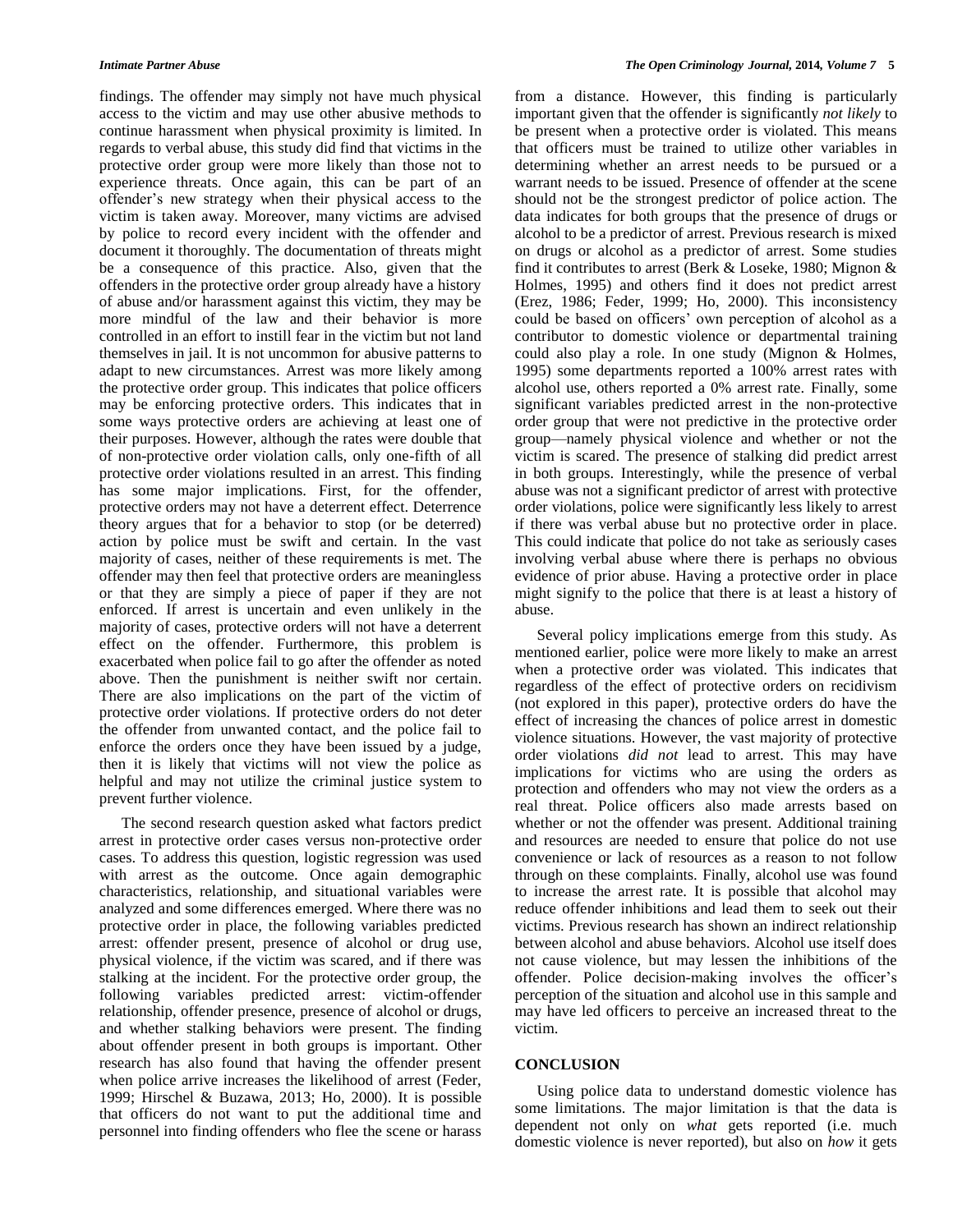findings. The offender may simply not have much physical access to the victim and may use other abusive methods to continue harassment when physical proximity is limited. In regards to verbal abuse, this study did find that victims in the protective order group were more likely than those not to experience threats. Once again, this can be part of an offender's new strategy when their physical access to the victim is taken away. Moreover, many victims are advised by police to record every incident with the offender and document it thoroughly. The documentation of threats might be a consequence of this practice. Also, given that the offenders in the protective order group already have a history of abuse and/or harassment against this victim, they may be more mindful of the law and their behavior is more controlled in an effort to instill fear in the victim but not land themselves in jail. It is not uncommon for abusive patterns to adapt to new circumstances. Arrest was more likely among the protective order group. This indicates that police officers may be enforcing protective orders. This indicates that in some ways protective orders are achieving at least one of their purposes. However, although the rates were double that of non-protective order violation calls, only one-fifth of all protective order violations resulted in an arrest. This finding has some major implications. First, for the offender, protective orders may not have a deterrent effect. Deterrence theory argues that for a behavior to stop (or be deterred) action by police must be swift and certain. In the vast majority of cases, neither of these requirements is met. The offender may then feel that protective orders are meaningless or that they are simply a piece of paper if they are not enforced. If arrest is uncertain and even unlikely in the majority of cases, protective orders will not have a deterrent effect on the offender. Furthermore, this problem is exacerbated when police fail to go after the offender as noted above. Then the punishment is neither swift nor certain. There are also implications on the part of the victim of protective order violations. If protective orders do not deter the offender from unwanted contact, and the police fail to enforce the orders once they have been issued by a judge, then it is likely that victims will not view the police as helpful and may not utilize the criminal justice system to prevent further violence.

The second research question asked what factors predict arrest in protective order cases versus non-protective order cases. To address this question, logistic regression was used with arrest as the outcome. Once again demographic characteristics, relationship, and situational variables were analyzed and some differences emerged. Where there was no protective order in place, the following variables predicted arrest: offender present, presence of alcohol or drug use, physical violence, if the victim was scared, and if there was stalking at the incident. For the protective order group, the following variables predicted arrest: victim-offender relationship, offender presence, presence of alcohol or drugs, and whether stalking behaviors were present. The finding about offender present in both groups is important. Other research has also found that having the offender present when police arrive increases the likelihood of arrest (Feder, 1999; Hirschel & Buzawa, 2013; Ho, 2000). It is possible that officers do not want to put the additional time and personnel into finding offenders who flee the scene or harass from a distance. However, this finding is particularly important given that the offender is significantly *not likely* to be present when a protective order is violated. This means that officers must be trained to utilize other variables in determining whether an arrest needs to be pursued or a warrant needs to be issued. Presence of offender at the scene should not be the strongest predictor of police action. The data indicates for both groups that the presence of drugs or alcohol to be a predictor of arrest. Previous research is mixed on drugs or alcohol as a predictor of arrest. Some studies find it contributes to arrest (Berk & Loseke, 1980; Mignon & Holmes, 1995) and others find it does not predict arrest (Erez, 1986; Feder, 1999; Ho, 2000). This inconsistency could be based on officers' own perception of alcohol as a contributor to domestic violence or departmental training could also play a role. In one study (Mignon & Holmes, 1995) some departments reported a 100% arrest rates with alcohol use, others reported a 0% arrest rate. Finally, some significant variables predicted arrest in the non-protective order group that were not predictive in the protective order group—namely physical violence and whether or not the victim is scared. The presence of stalking did predict arrest in both groups. Interestingly, while the presence of verbal abuse was not a significant predictor of arrest with protective order violations, police were significantly less likely to arrest if there was verbal abuse but no protective order in place. This could indicate that police do not take as seriously cases involving verbal abuse where there is perhaps no obvious evidence of prior abuse. Having a protective order in place might signify to the police that there is at least a history of abuse.

Several policy implications emerge from this study. As mentioned earlier, police were more likely to make an arrest when a protective order was violated. This indicates that regardless of the effect of protective orders on recidivism (not explored in this paper), protective orders do have the effect of increasing the chances of police arrest in domestic violence situations. However, the vast majority of protective order violations *did not* lead to arrest. This may have implications for victims who are using the orders as protection and offenders who may not view the orders as a real threat. Police officers also made arrests based on whether or not the offender was present. Additional training and resources are needed to ensure that police do not use convenience or lack of resources as a reason to not follow through on these complaints. Finally, alcohol use was found to increase the arrest rate. It is possible that alcohol may reduce offender inhibitions and lead them to seek out their victims. Previous research has shown an indirect relationship between alcohol and abuse behaviors. Alcohol use itself does not cause violence, but may lessen the inhibitions of the offender. Police decision-making involves the officer's perception of the situation and alcohol use in this sample and may have led officers to perceive an increased threat to the victim.

## CONCLUSION

Using police data to understand domestic violence has some limitations. The major limitation is that the data is dependent not only on *what* gets reported (i.e. much domestic violence is never reported), but also on *how* it gets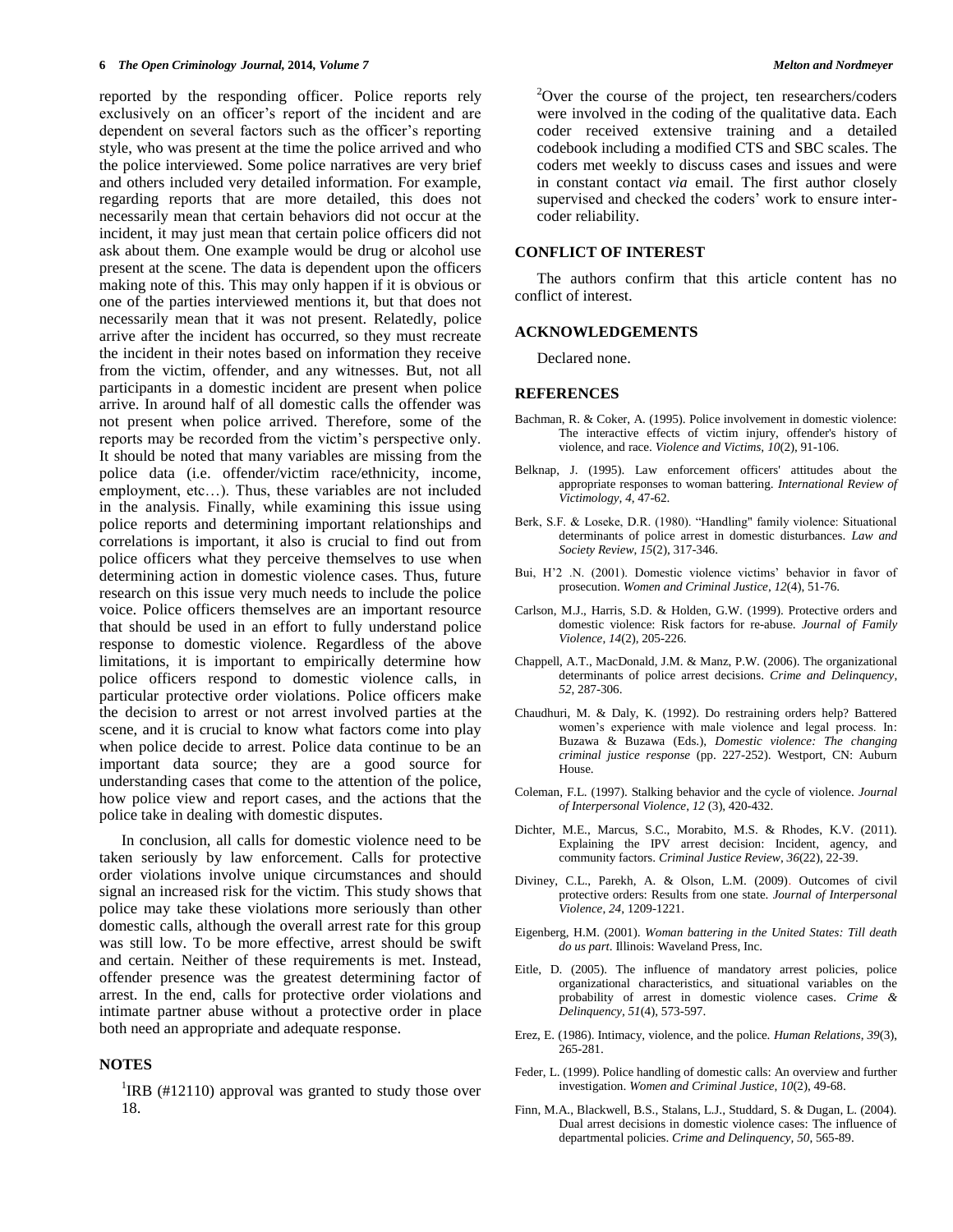reported by the responding officer. Police reports rely exclusively on an officer's report of the incident and are dependent on several factors such as the officer's reporting style, who was present at the time the police arrived and who the police interviewed. Some police narratives are very brief and others included very detailed information. For example, regarding reports that are more detailed, this does not necessarily mean that certain behaviors did not occur at the incident, it may just mean that certain police officers did not ask about them. One example would be drug or alcohol use present at the scene. The data is dependent upon the officers making note of this. This may only happen if it is obvious or one of the parties interviewed mentions it, but that does not necessarily mean that it was not present. Relatedly, police arrive after the incident has occurred, so they must recreate the incident in their notes based on information they receive from the victim, offender, and any witnesses. But, not all participants in a domestic incident are present when police arrive. In around half of all domestic calls the offender was not present when police arrived. Therefore, some of the reports may be recorded from the victim's perspective only. It should be noted that many variables are missing from the police data (i.e. offender/victim race/ethnicity, income, employment, etc…). Thus, these variables are not included in the analysis. Finally, while examining this issue using police reports and determining important relationships and correlations is important, it also is crucial to find out from police officers what they perceive themselves to use when determining action in domestic violence cases. Thus, future research on this issue very much needs to include the police voice. Police officers themselves are an important resource that should be used in an effort to fully understand police response to domestic violence. Regardless of the above limitations, it is important to empirically determine how police officers respond to domestic violence calls, in particular protective order violations. Police officers make the decision to arrest or not arrest involved parties at the scene, and it is crucial to know what factors come into play when police decide to arrest. Police data continue to be an important data source; they are a good source for understanding cases that come to the attention of the police, how police view and report cases, and the actions that the police take in dealing with domestic disputes.

In conclusion, all calls for domestic violence need to be taken seriously by law enforcement. Calls for protective order violations involve unique circumstances and should signal an increased risk for the victim. This study shows that police may take these violations more seriously than other domestic calls, although the overall arrest rate for this group was still low. To be more effective, arrest should be swift and certain. Neither of these requirements is met. Instead, offender presence was the greatest determining factor of arrest. In the end, calls for protective order violations and intimate partner abuse without a protective order in place both need an appropriate and adequate response.

## NOTES

[1]IRB (#12110) approval was granted to study those over 18.

[2]Over the course of the project, ten researchers/coders were involved in the coding of the qualitative data. Each coder received extensive training and a detailed codebook including a modified CTS and SBC scales. The coders met weekly to discuss cases and issues and were in constant contact *via* email. The first author closely supervised and checked the coders' work to ensure inter-coder reliability.

## CONFLICT OF INTEREST

The authors confirm that this article content has no conflict of interest.

## ACKNOWLEDGEMENTS

Declared none.

## REFERENCES

Bachman, R. & Coker, A. (1995). Police involvement in domestic violence: The interactive effects of victim injury, offender's history of violence, and race. *Violence and Victims, 10*(2), 91-106.

Belknap, J. (1995). Law enforcement officers' attitudes about the appropriate responses to woman battering. *International Review of Victimology, 4*, 47-62.

Berk, S.F. & Loseke, D.R. (1980). "Handling" family violence: Situational determinants of police arrest in domestic disturbances. *Law and Society Review, 15*(2), 317-346.

Bui, H'2 .N. (2001). Domestic violence victims' behavior in favor of prosecution. *Women and Criminal Justice, 12*(4), 51-76.

Carlson, M.J., Harris, S.D. & Holden, G.W. (1999). Protective orders and domestic violence: Risk factors for re-abuse. *Journal of Family Violence, 14*(2), 205-226.

Chappell, A.T., MacDonald, J.M. & Manz, P.W. (2006). The organizational determinants of police arrest decisions. *Crime and Delinquency, 52*, 287-306.

Chaudhuri, M. & Daly, K. (1992). Do restraining orders help? Battered women's experience with male violence and legal process. In: Buzawa & Buzawa (Eds.), *Domestic violence: The changing criminal justice response* (pp. 227-252). Westport, CN: Auburn House.

Coleman, F.L. (1997). Stalking behavior and the cycle of violence. *Journal of Interpersonal Violence, 12* (3), 420-432.

Dichter, M.E., Marcus, S.C., Morabito, M.S. & Rhodes, K.V. (2011). Explaining the IPV arrest decision: Incident, agency, and community factors. *Criminal Justice Review, 36*(22), 22-39.

Diviney, C.L., Parekh, A. & Olson, L.M. (2009). Outcomes of civil protective orders: Results from one state. *Journal of Interpersonal Violence, 24*, 1209-1221.

Eigenberg, H.M. (2001). *Woman battering in the United States: Till death do us part*. Illinois: Waveland Press, Inc.

Eitle, D. (2005). The influence of mandatory arrest policies, police organizational characteristics, and situational variables on the probability of arrest in domestic violence cases. *Crime & Delinquency, 51*(4), 573-597.

Erez, E. (1986). Intimacy, violence, and the police. *Human Relations, 39*(3), 265-281.

Feder, L. (1999). Police handling of domestic calls: An overview and further investigation. *Women and Criminal Justice, 10*(2), 49-68.

Finn, M.A., Blackwell, B.S., Stalans, L.J., Studdard, S. & Dugan, L. (2004). Dual arrest decisions in domestic violence cases: The influence of departmental policies. *Crime and Delinquency, 50*, 565-89.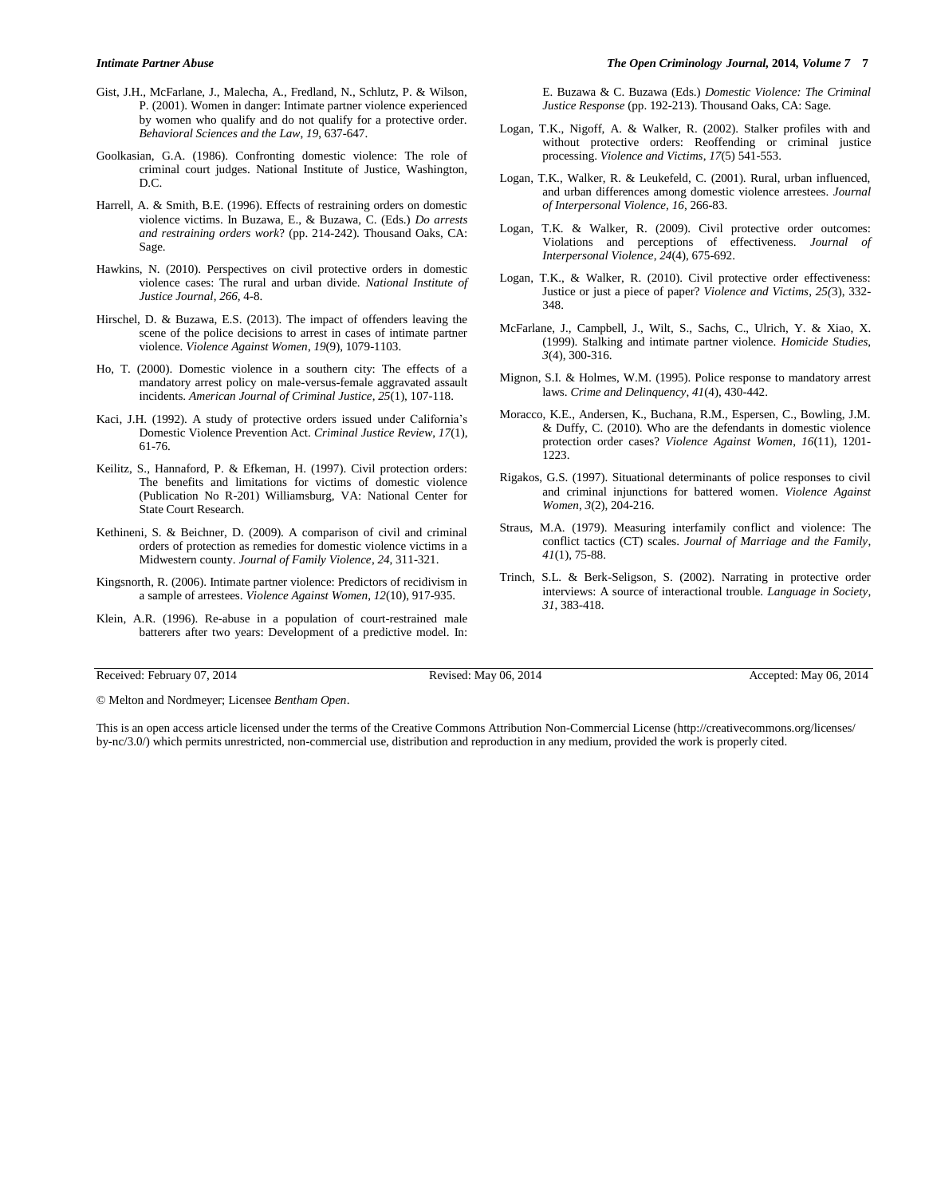Gist, J.H., McFarlane, J., Malecha, A., Fredland, N., Schlutz, P. & Wilson, P. (2001). Women in danger: Intimate partner violence experienced by women who qualify and do not qualify for a protective order. *Behavioral Sciences and the Law*, *19*, 637-647.

Goolkasian, G.A. (1986). Confronting domestic violence: The role of criminal court judges. National Institute of Justice, Washington, D.C.

Harrell, A. & Smith, B.E. (1996). Effects of restraining orders on domestic violence victims. In Buzawa, E., & Buzawa, C. (Eds.) *Do arrests and restraining orders work*? (pp. 214-242). Thousand Oaks, CA: Sage.

Hawkins, N. (2010). Perspectives on civil protective orders in domestic violence cases: The rural and urban divide. *National Institute of Justice Journal*, *266*, 4-8.

Hirschel, D. & Buzawa, E.S. (2013). The impact of offenders leaving the scene of the police decisions to arrest in cases of intimate partner violence. *Violence Against Women*, *19*(9), 1079-1103.

Ho, T. (2000). Domestic violence in a southern city: The effects of a mandatory arrest policy on male-versus-female aggravated assault incidents. *American Journal of Criminal Justice, 25*(1), 107-118.

Kaci, J.H. (1992). A study of protective orders issued under California's Domestic Violence Prevention Act. *Criminal Justice Review*, *17*(1), 61-76.

Keilitz, S., Hannaford, P. & Efkeman, H. (1997). Civil protection orders: The benefits and limitations for victims of domestic violence (Publication No R-201) Williamsburg, VA: National Center for State Court Research.

Kethineni, S. & Beichner, D. (2009). A comparison of civil and criminal orders of protection as remedies for domestic violence victims in a Midwestern county. *Journal of Family Violence*, *24*, 311-321.

Kingsnorth, R. (2006). Intimate partner violence: Predictors of recidivism in a sample of arrestees. *Violence Against Women*, *12*(10), 917-935.

Klein, A.R. (1996). Re-abuse in a population of court-restrained male batterers after two years: Development of a predictive model. In: E. Buzawa & C. Buzawa (Eds.) *Domestic Violence: The Criminal Justice Response* (pp. 192-213). Thousand Oaks, CA: Sage.

Logan, T.K., Nigoff, A. & Walker, R. (2002). Stalker profiles with and without protective orders: Reoffending or criminal justice processing. *Violence and Victims, 17*(5) 541-553.

Logan, T.K., Walker, R. & Leukefeld, C. (2001). Rural, urban influenced, and urban differences among domestic violence arrestees. *Journal of Interpersonal Violence, 16*, 266-83.

Logan, T.K. & Walker, R. (2009). Civil protective order outcomes: Violations and perceptions of effectiveness. *Journal of Interpersonal Violence, 24*(4), 675-692.

Logan, T.K., & Walker, R. (2010). Civil protective order effectiveness: Justice or just a piece of paper? *Violence and Victims*, *25*(3), 332-348.

McFarlane, J., Campbell, J., Wilt, S., Sachs, C., Ulrich, Y. & Xiao, X. (1999). Stalking and intimate partner violence. *Homicide Studies*, *3*(4), 300-316.

Mignon, S.I. & Holmes, W.M. (1995). Police response to mandatory arrest laws. *Crime and Delinquency*, *41*(4), 430-442.

Moracco, K.E., Andersen, K., Buchana, R.M., Espersen, C., Bowling, J.M. & Duffy, C. (2010). Who are the defendants in domestic violence protection order cases? *Violence Against Women*, *16*(11), 1201-1223.

Rigakos, G.S. (1997). Situational determinants of police responses to civil and criminal injunctions for battered women. *Violence Against Women*, *3*(2), 204-216.

Straus, M.A. (1979). Measuring interfamily conflict and violence: The conflict tactics (CT) scales. *Journal of Marriage and the Family*, *41*(1), 75-88.

Trinch, S.L. & Berk-Seligson, S. (2002). Narrating in protective order interviews: A source of interactional trouble. *Language in Society*, *31*, 383-418.

Received: February 07, 2014 Revised: May 06, 2014 Accepted: May 06, 2014

© Melton and Nordmeyer; Licensee *Bentham Open*.

This is an open access article licensed under the terms of the Creative Commons Attribution Non-Commercial License (http://creativecommons.org/licenses/by-nc/3.0/) which permits unrestricted, non-commercial use, distribution and reproduction in any medium, provided the work is properly cited.